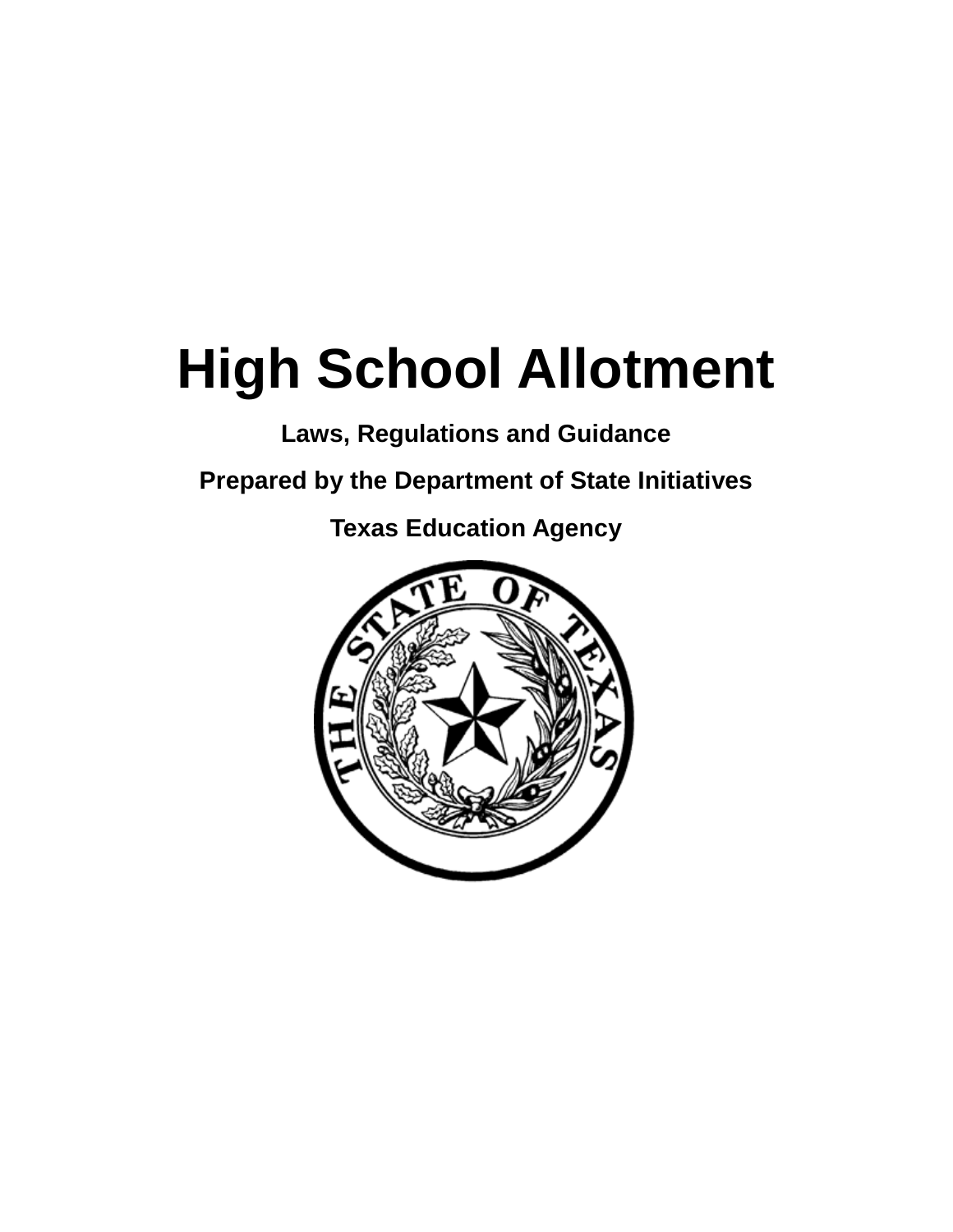# High School Allotment

**Laws, Regulations and Guidance**

**Prepared by the Department of State Initiatives**

**Texas Education Agency**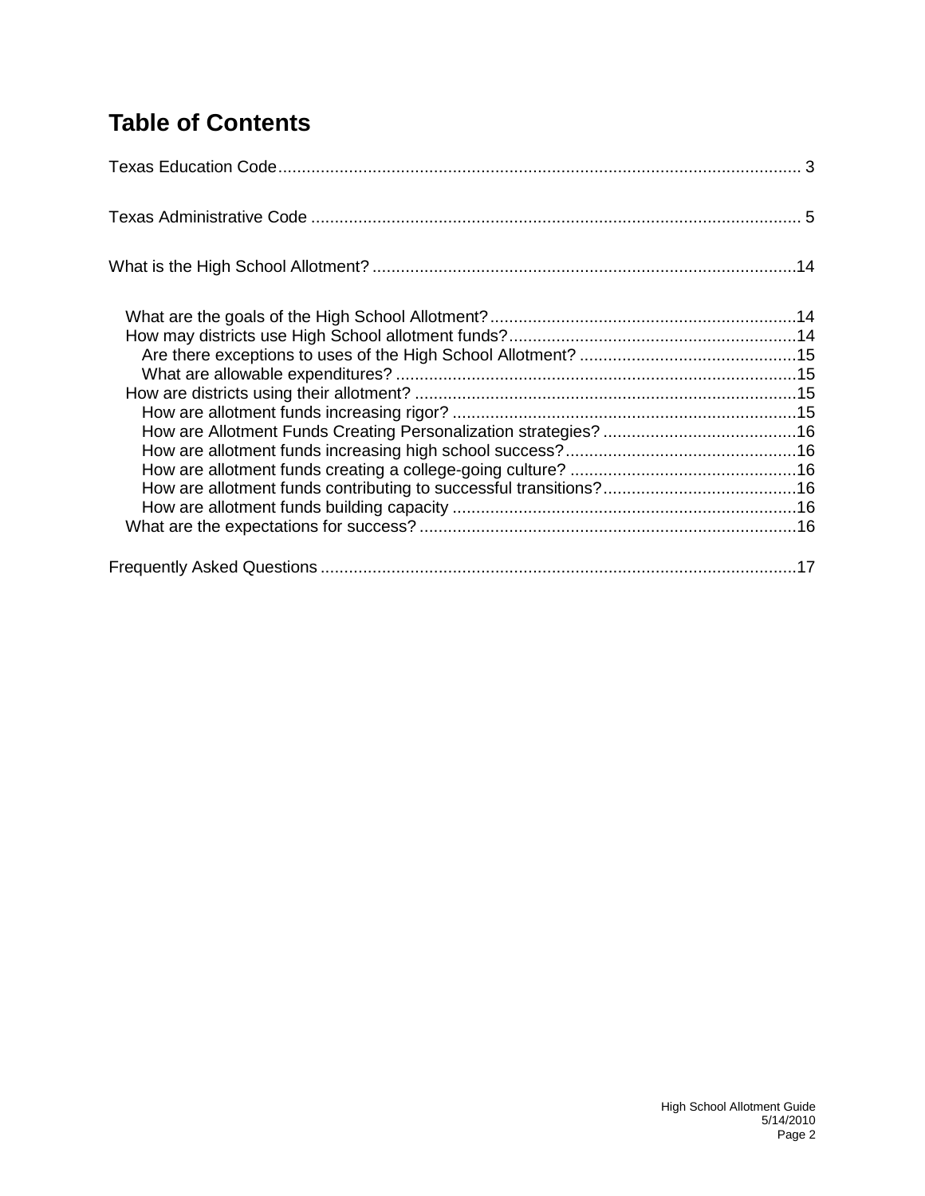# Table of Contents

Texas Education Code ........................................................................................................... 3

Texas Administrative Code ..................................................................................................... 5

What is the High School Allotment? ....................................................................................... 14

- What are the goals of the High School Allotment? ............................................................... 14
- How may districts use High School allotment funds? ........................................................... 14
  - Are there exceptions to uses of the High School Allotment? ............................................. 15
  - What are allowable expenditures? ................................................................................... 15
- How are districts using their allotment? ............................................................................... 15
  - How are allotment funds increasing rigor? ....................................................................... 15
  - How are Allotment Funds Creating Personalization strategies? ........................................ 16
  - How are allotment funds increasing high school success? ................................................ 16
  - How are allotment funds creating a college-going culture? ............................................... 16
  - How are allotment funds contributing to successful transitions? ........................................ 16
  - How are allotment funds building capacity ....................................................................... 16
- What are the expectations for success? ............................................................................... 16

Frequently Asked Questions .................................................................................................. 17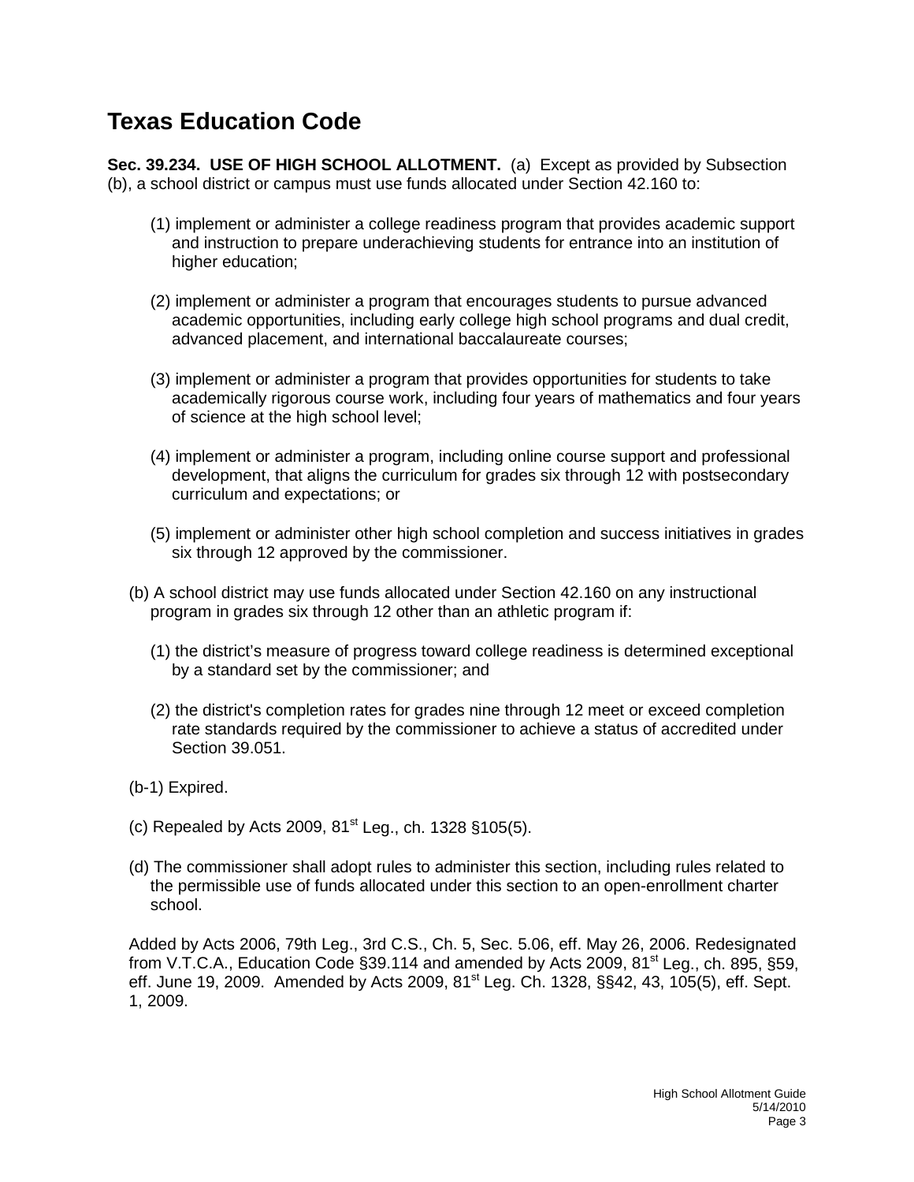# Texas Education Code

**Sec. 39.234. USE OF HIGH SCHOOL ALLOTMENT.** (a) Except as provided by Subsection (b), a school district or campus must use funds allocated under Section 42.160 to:

(1) implement or administer a college readiness program that provides academic support and instruction to prepare underachieving students for entrance into an institution of higher education;

(2) implement or administer a program that encourages students to pursue advanced academic opportunities, including early college high school programs and dual credit, advanced placement, and international baccalaureate courses;

(3) implement or administer a program that provides opportunities for students to take academically rigorous course work, including four years of mathematics and four years of science at the high school level;

(4) implement or administer a program, including online course support and professional development, that aligns the curriculum for grades six through 12 with postsecondary curriculum and expectations; or

(5) implement or administer other high school completion and success initiatives in grades six through 12 approved by the commissioner.

(b) A school district may use funds allocated under Section 42.160 on any instructional program in grades six through 12 other than an athletic program if:

(1) the district's measure of progress toward college readiness is determined exceptional by a standard set by the commissioner; and

(2) the district's completion rates for grades nine through 12 meet or exceed completion rate standards required by the commissioner to achieve a status of accredited under Section 39.051.

(b-1) Expired.

(c) Repealed by Acts 2009, 81st Leg., ch. 1328 §105(5).

(d) The commissioner shall adopt rules to administer this section, including rules related to the permissible use of funds allocated under this section to an open-enrollment charter school.

Added by Acts 2006, 79th Leg., 3rd C.S., Ch. 5, Sec. 5.06, eff. May 26, 2006. Redesignated from V.T.C.A., Education Code §39.114 and amended by Acts 2009, 81st Leg., ch. 895, §59, eff. June 19, 2009. Amended by Acts 2009, 81st Leg. Ch. 1328, §§42, 43, 105(5), eff. Sept. 1, 2009.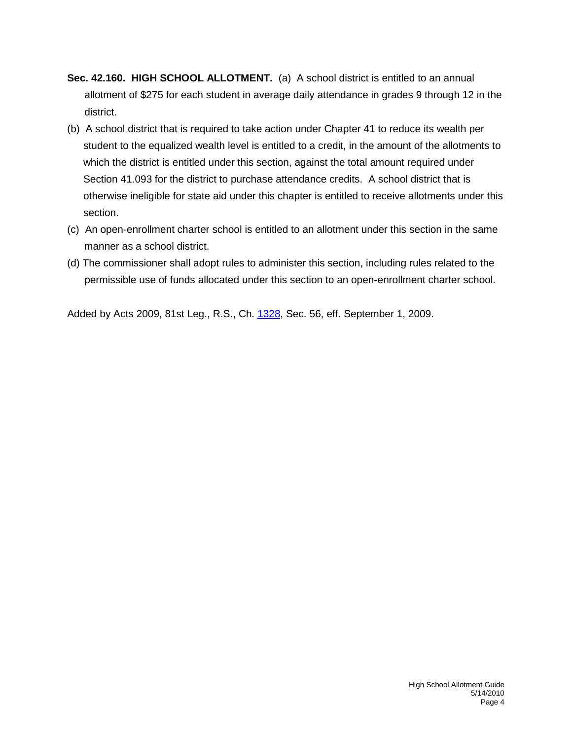**Sec. 42.160. HIGH SCHOOL ALLOTMENT.** (a) A school district is entitled to an annual allotment of $275 for each student in average daily attendance in grades 9 through 12 in the district.

(b) A school district that is required to take action under Chapter 41 to reduce its wealth per student to the equalized wealth level is entitled to a credit, in the amount of the allotments to which the district is entitled under this section, against the total amount required under Section 41.093 for the district to purchase attendance credits. A school district that is otherwise ineligible for state aid under this chapter is entitled to receive allotments under this section.

(c) An open-enrollment charter school is entitled to an allotment under this section in the same manner as a school district.

(d) The commissioner shall adopt rules to administer this section, including rules related to the permissible use of funds allocated under this section to an open-enrollment charter school.

Added by Acts 2009, 81st Leg., R.S., Ch. 1328, Sec. 56, eff. September 1, 2009.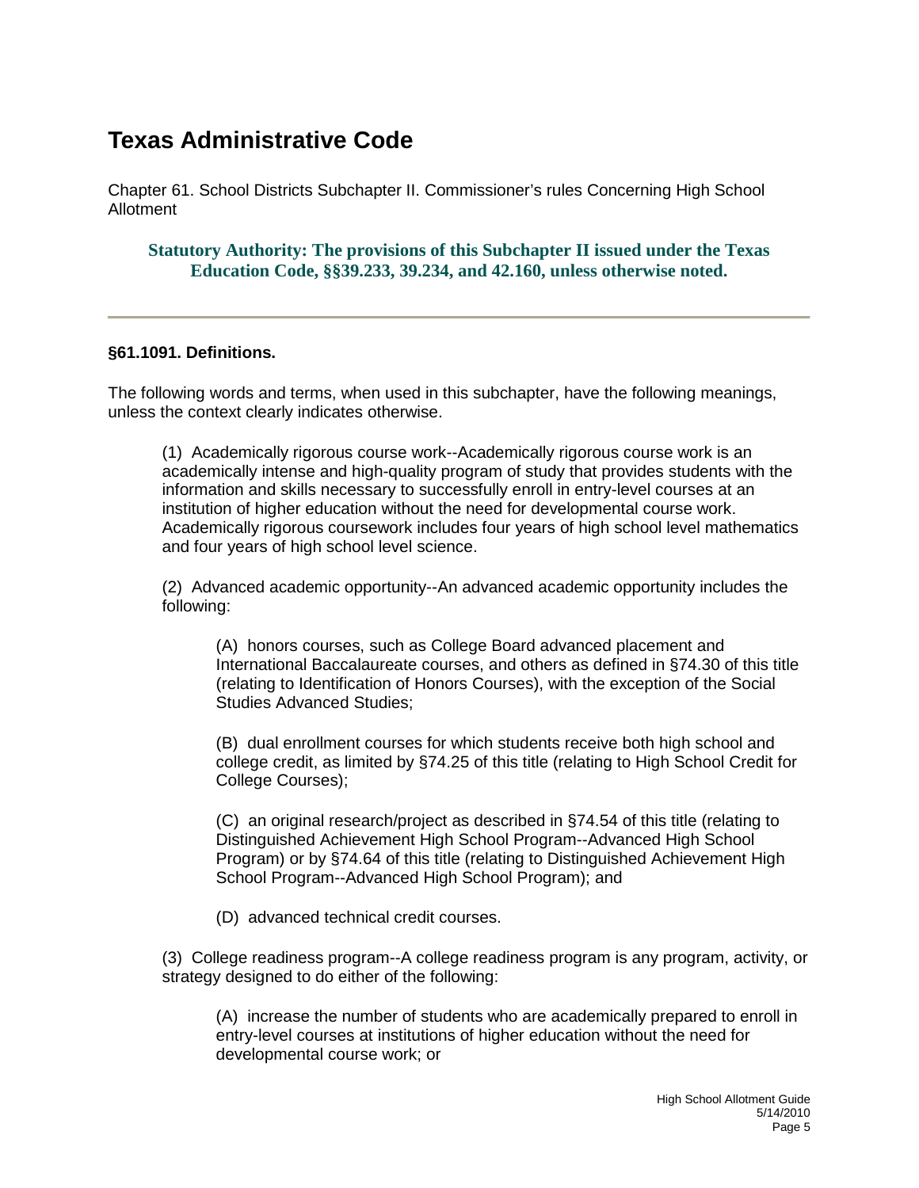# Texas Administrative Code

Chapter 61. School Districts Subchapter II. Commissioner's rules Concerning High School Allotment

**Statutory Authority: The provisions of this Subchapter II issued under the Texas Education Code, §§39.233, 39.234, and 42.160, unless otherwise noted.**

---

### §61.1091. Definitions.

The following words and terms, when used in this subchapter, have the following meanings, unless the context clearly indicates otherwise.

(1) Academically rigorous course work--Academically rigorous course work is an academically intense and high-quality program of study that provides students with the information and skills necessary to successfully enroll in entry-level courses at an institution of higher education without the need for developmental course work. Academically rigorous coursework includes four years of high school level mathematics and four years of high school level science.

(2) Advanced academic opportunity--An advanced academic opportunity includes the following:

(A) honors courses, such as College Board advanced placement and International Baccalaureate courses, and others as defined in §74.30 of this title (relating to Identification of Honors Courses), with the exception of the Social Studies Advanced Studies;

(B) dual enrollment courses for which students receive both high school and college credit, as limited by §74.25 of this title (relating to High School Credit for College Courses);

(C) an original research/project as described in §74.54 of this title (relating to Distinguished Achievement High School Program--Advanced High School Program) or by §74.64 of this title (relating to Distinguished Achievement High School Program--Advanced High School Program); and

(D) advanced technical credit courses.

(3) College readiness program--A college readiness program is any program, activity, or strategy designed to do either of the following:

(A) increase the number of students who are academically prepared to enroll in entry-level courses at institutions of higher education without the need for developmental course work; or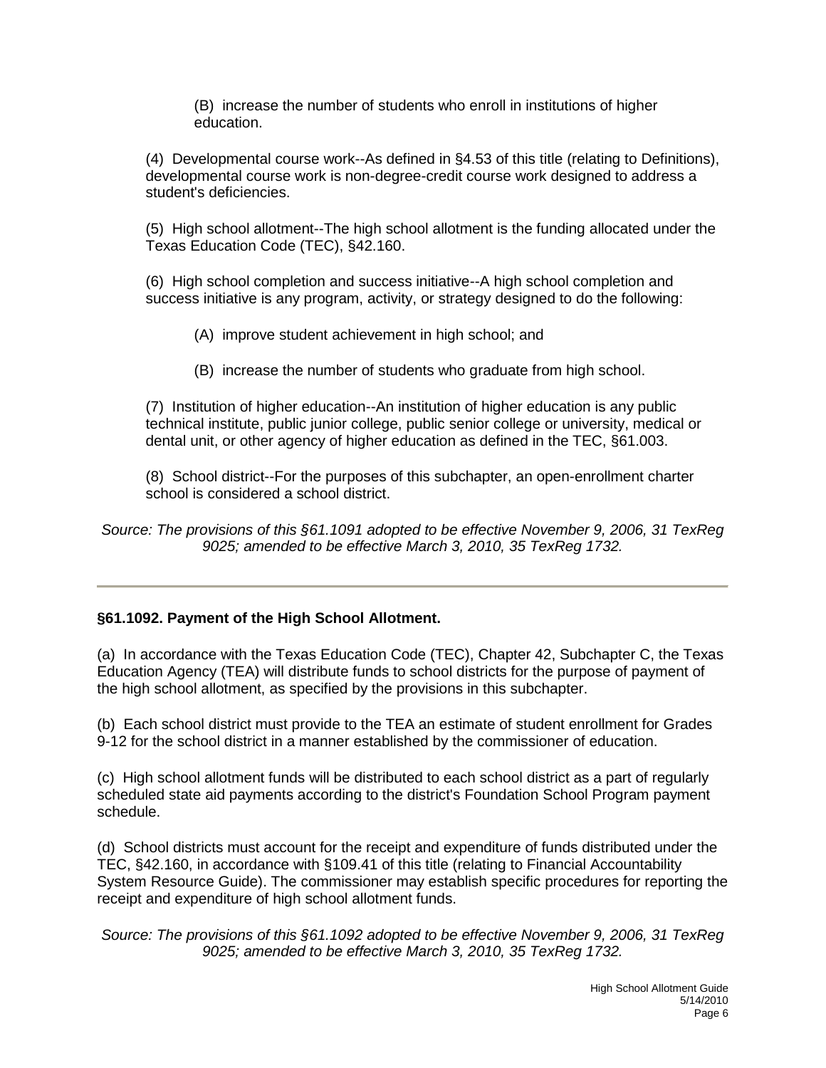(B) increase the number of students who enroll in institutions of higher education.

(4) Developmental course work--As defined in §4.53 of this title (relating to Definitions), developmental course work is non-degree-credit course work designed to address a student's deficiencies.

(5) High school allotment--The high school allotment is the funding allocated under the Texas Education Code (TEC), §42.160.

(6) High school completion and success initiative--A high school completion and success initiative is any program, activity, or strategy designed to do the following:

(A) improve student achievement in high school; and

(B) increase the number of students who graduate from high school.

(7) Institution of higher education--An institution of higher education is any public technical institute, public junior college, public senior college or university, medical or dental unit, or other agency of higher education as defined in the TEC, §61.003.

(8) School district--For the purposes of this subchapter, an open-enrollment charter school is considered a school district.

*Source: The provisions of this §61.1091 adopted to be effective November 9, 2006, 31 TexReg 9025; amended to be effective March 3, 2010, 35 TexReg 1732.*

---

**§61.1092. Payment of the High School Allotment.**

(a) In accordance with the Texas Education Code (TEC), Chapter 42, Subchapter C, the Texas Education Agency (TEA) will distribute funds to school districts for the purpose of payment of the high school allotment, as specified by the provisions in this subchapter.

(b) Each school district must provide to the TEA an estimate of student enrollment for Grades 9-12 for the school district in a manner established by the commissioner of education.

(c) High school allotment funds will be distributed to each school district as a part of regularly scheduled state aid payments according to the district's Foundation School Program payment schedule.

(d) School districts must account for the receipt and expenditure of funds distributed under the TEC, §42.160, in accordance with §109.41 of this title (relating to Financial Accountability System Resource Guide). The commissioner may establish specific procedures for reporting the receipt and expenditure of high school allotment funds.

*Source: The provisions of this §61.1092 adopted to be effective November 9, 2006, 31 TexReg 9025; amended to be effective March 3, 2010, 35 TexReg 1732.*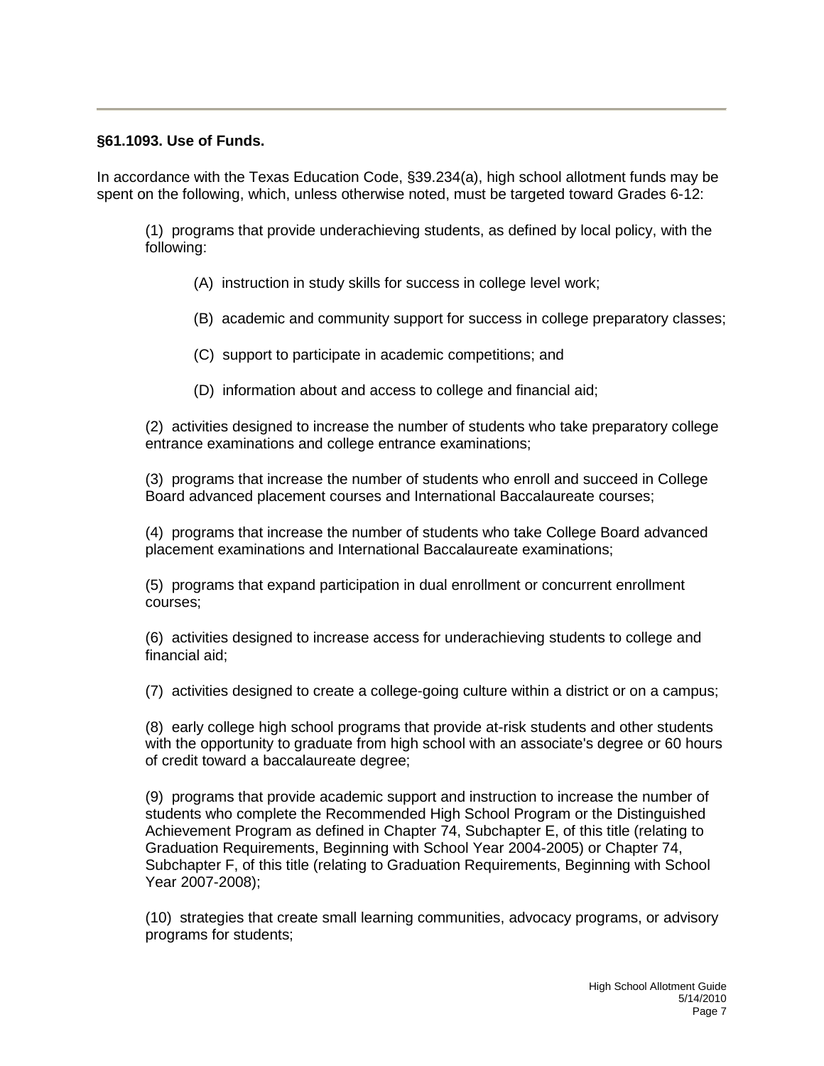**§61.1093. Use of Funds.**

In accordance with the Texas Education Code, §39.234(a), high school allotment funds may be spent on the following, which, unless otherwise noted, must be targeted toward Grades 6-12:

(1) programs that provide underachieving students, as defined by local policy, with the following:

(A) instruction in study skills for success in college level work;

(B) academic and community support for success in college preparatory classes;

(C) support to participate in academic competitions; and

(D) information about and access to college and financial aid;

(2) activities designed to increase the number of students who take preparatory college entrance examinations and college entrance examinations;

(3) programs that increase the number of students who enroll and succeed in College Board advanced placement courses and International Baccalaureate courses;

(4) programs that increase the number of students who take College Board advanced placement examinations and International Baccalaureate examinations;

(5) programs that expand participation in dual enrollment or concurrent enrollment courses;

(6) activities designed to increase access for underachieving students to college and financial aid;

(7) activities designed to create a college-going culture within a district or on a campus;

(8) early college high school programs that provide at-risk students and other students with the opportunity to graduate from high school with an associate's degree or 60 hours of credit toward a baccalaureate degree;

(9) programs that provide academic support and instruction to increase the number of students who complete the Recommended High School Program or the Distinguished Achievement Program as defined in Chapter 74, Subchapter E, of this title (relating to Graduation Requirements, Beginning with School Year 2004-2005) or Chapter 74, Subchapter F, of this title (relating to Graduation Requirements, Beginning with School Year 2007-2008);

(10) strategies that create small learning communities, advocacy programs, or advisory programs for students;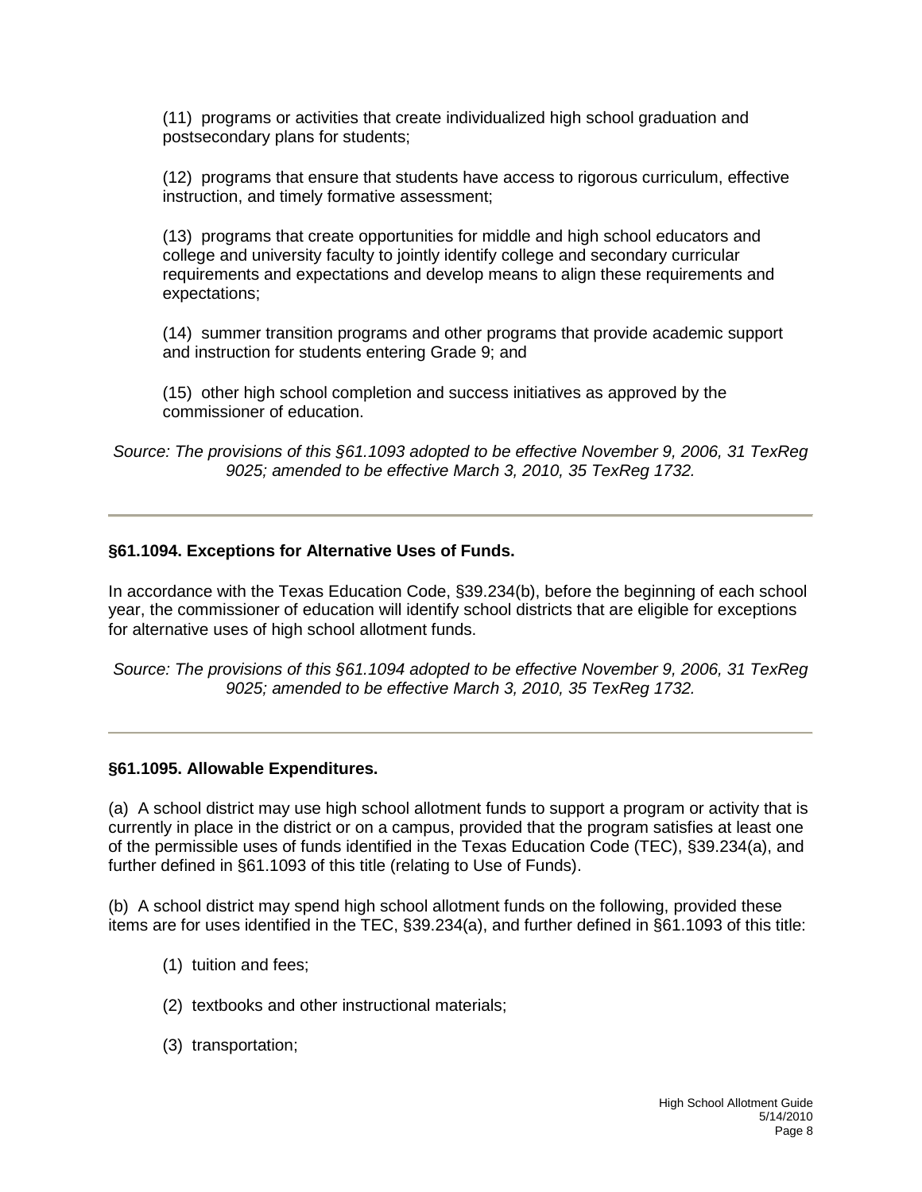(11) programs or activities that create individualized high school graduation and postsecondary plans for students;

(12) programs that ensure that students have access to rigorous curriculum, effective instruction, and timely formative assessment;

(13) programs that create opportunities for middle and high school educators and college and university faculty to jointly identify college and secondary curricular requirements and expectations and develop means to align these requirements and expectations;

(14) summer transition programs and other programs that provide academic support and instruction for students entering Grade 9; and

(15) other high school completion and success initiatives as approved by the commissioner of education.

*Source: The provisions of this §61.1093 adopted to be effective November 9, 2006, 31 TexReg 9025; amended to be effective March 3, 2010, 35 TexReg 1732.*

---

**§61.1094. Exceptions for Alternative Uses of Funds.**

In accordance with the Texas Education Code, §39.234(b), before the beginning of each school year, the commissioner of education will identify school districts that are eligible for exceptions for alternative uses of high school allotment funds.

*Source: The provisions of this §61.1094 adopted to be effective November 9, 2006, 31 TexReg 9025; amended to be effective March 3, 2010, 35 TexReg 1732.*

---

**§61.1095. Allowable Expenditures.**

(a) A school district may use high school allotment funds to support a program or activity that is currently in place in the district or on a campus, provided that the program satisfies at least one of the permissible uses of funds identified in the Texas Education Code (TEC), §39.234(a), and further defined in §61.1093 of this title (relating to Use of Funds).

(b) A school district may spend high school allotment funds on the following, provided these items are for uses identified in the TEC, §39.234(a), and further defined in §61.1093 of this title:

(1) tuition and fees;

(2) textbooks and other instructional materials;

(3) transportation;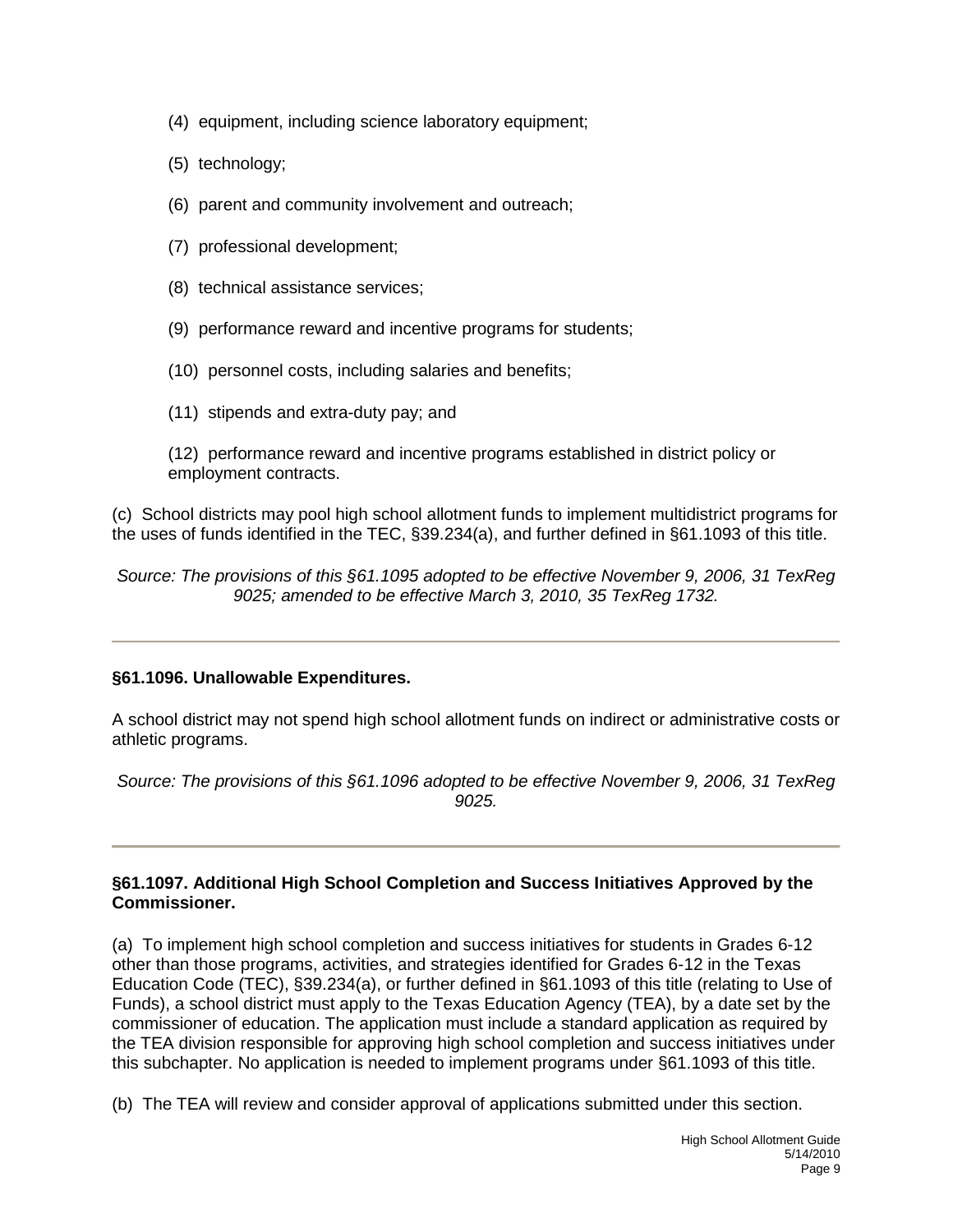(4) equipment, including science laboratory equipment;

(5) technology;

(6) parent and community involvement and outreach;

(7) professional development;

(8) technical assistance services;

(9) performance reward and incentive programs for students;

(10) personnel costs, including salaries and benefits;

(11) stipends and extra-duty pay; and

(12) performance reward and incentive programs established in district policy or employment contracts.

(c) School districts may pool high school allotment funds to implement multidistrict programs for the uses of funds identified in the TEC, §39.234(a), and further defined in §61.1093 of this title.

*Source: The provisions of this §61.1095 adopted to be effective November 9, 2006, 31 TexReg 9025; amended to be effective March 3, 2010, 35 TexReg 1732.*

---

**§61.1096. Unallowable Expenditures.**

A school district may not spend high school allotment funds on indirect or administrative costs or athletic programs.

*Source: The provisions of this §61.1096 adopted to be effective November 9, 2006, 31 TexReg 9025.*

---

**§61.1097. Additional High School Completion and Success Initiatives Approved by the Commissioner.**

(a) To implement high school completion and success initiatives for students in Grades 6-12 other than those programs, activities, and strategies identified for Grades 6-12 in the Texas Education Code (TEC), §39.234(a), or further defined in §61.1093 of this title (relating to Use of Funds), a school district must apply to the Texas Education Agency (TEA), by a date set by the commissioner of education. The application must include a standard application as required by the TEA division responsible for approving high school completion and success initiatives under this subchapter. No application is needed to implement programs under §61.1093 of this title.

(b) The TEA will review and consider approval of applications submitted under this section.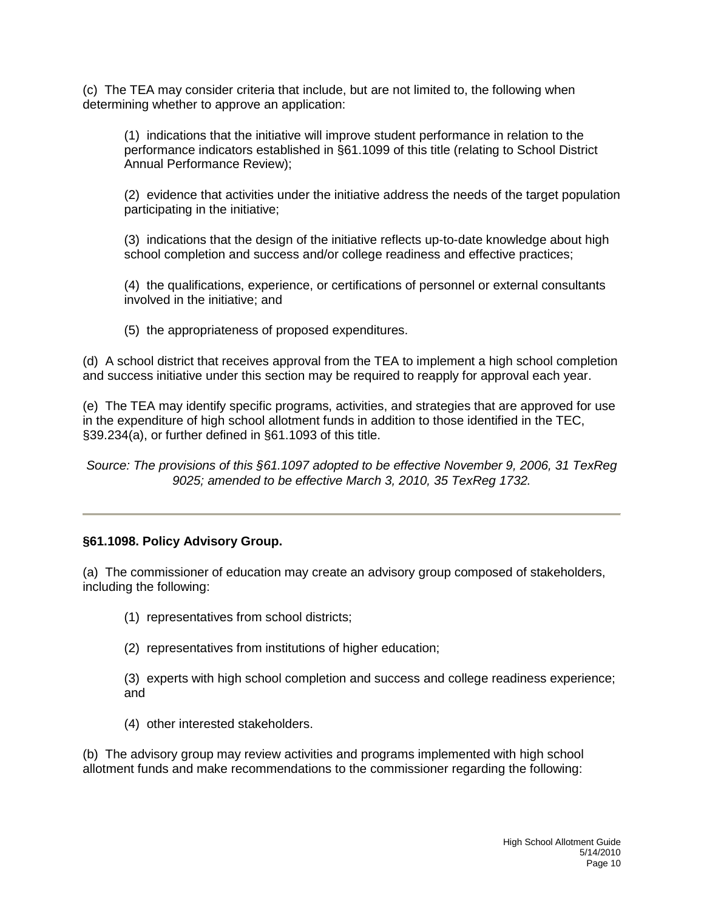(c) The TEA may consider criteria that include, but are not limited to, the following when determining whether to approve an application:

(1) indications that the initiative will improve student performance in relation to the performance indicators established in §61.1099 of this title (relating to School District Annual Performance Review);

(2) evidence that activities under the initiative address the needs of the target population participating in the initiative;

(3) indications that the design of the initiative reflects up-to-date knowledge about high school completion and success and/or college readiness and effective practices;

(4) the qualifications, experience, or certifications of personnel or external consultants involved in the initiative; and

(5) the appropriateness of proposed expenditures.

(d) A school district that receives approval from the TEA to implement a high school completion and success initiative under this section may be required to reapply for approval each year.

(e) The TEA may identify specific programs, activities, and strategies that are approved for use in the expenditure of high school allotment funds in addition to those identified in the TEC, §39.234(a), or further defined in §61.1093 of this title.

*Source: The provisions of this §61.1097 adopted to be effective November 9, 2006, 31 TexReg 9025; amended to be effective March 3, 2010, 35 TexReg 1732.*

---

**§61.1098. Policy Advisory Group.**

(a) The commissioner of education may create an advisory group composed of stakeholders, including the following:

(1) representatives from school districts;

(2) representatives from institutions of higher education;

(3) experts with high school completion and success and college readiness experience; and

(4) other interested stakeholders.

(b) The advisory group may review activities and programs implemented with high school allotment funds and make recommendations to the commissioner regarding the following: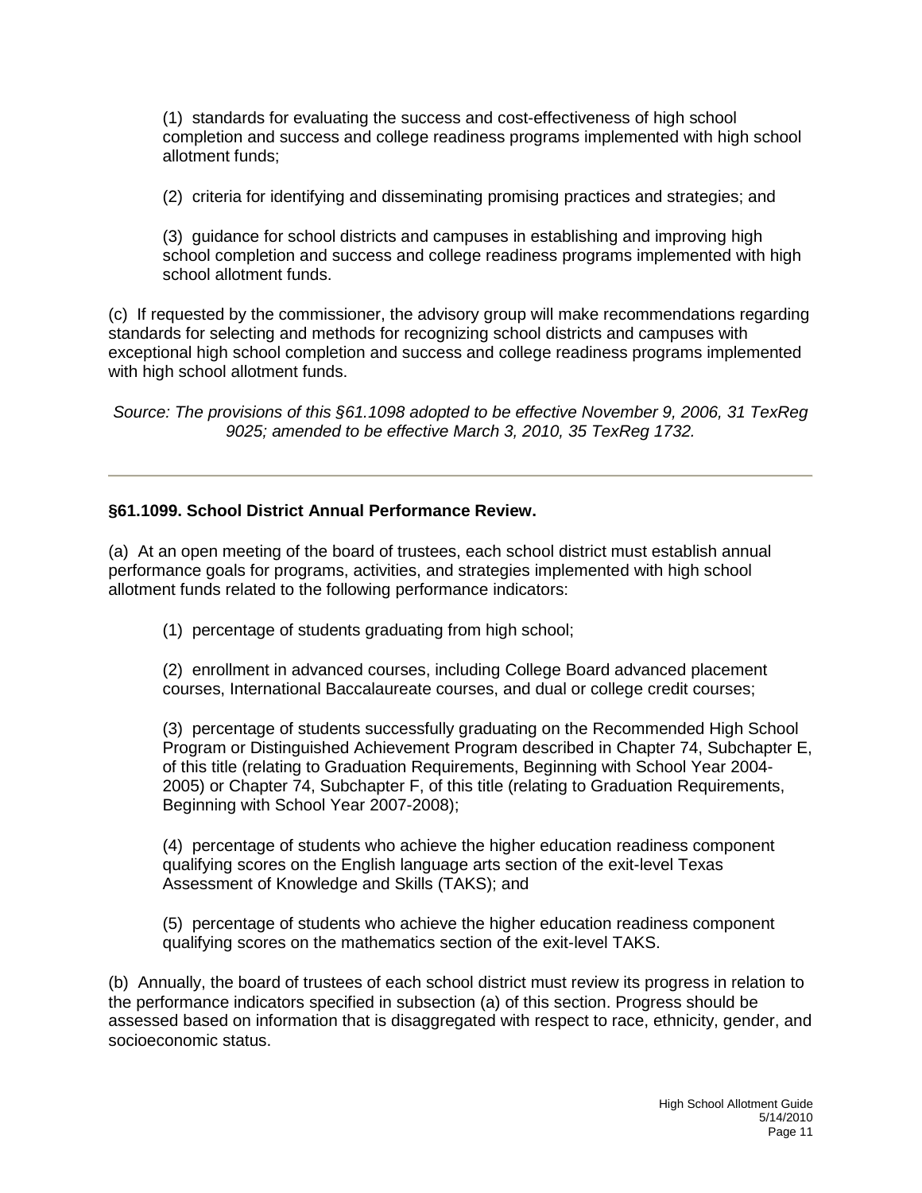(1) standards for evaluating the success and cost-effectiveness of high school completion and success and college readiness programs implemented with high school allotment funds;

(2) criteria for identifying and disseminating promising practices and strategies; and

(3) guidance for school districts and campuses in establishing and improving high school completion and success and college readiness programs implemented with high school allotment funds.

(c) If requested by the commissioner, the advisory group will make recommendations regarding standards for selecting and methods for recognizing school districts and campuses with exceptional high school completion and success and college readiness programs implemented with high school allotment funds.

*Source: The provisions of this §61.1098 adopted to be effective November 9, 2006, 31 TexReg 9025; amended to be effective March 3, 2010, 35 TexReg 1732.*

---

**§61.1099. School District Annual Performance Review.**

(a) At an open meeting of the board of trustees, each school district must establish annual performance goals for programs, activities, and strategies implemented with high school allotment funds related to the following performance indicators:

(1) percentage of students graduating from high school;

(2) enrollment in advanced courses, including College Board advanced placement courses, International Baccalaureate courses, and dual or college credit courses;

(3) percentage of students successfully graduating on the Recommended High School Program or Distinguished Achievement Program described in Chapter 74, Subchapter E, of this title (relating to Graduation Requirements, Beginning with School Year 2004-2005) or Chapter 74, Subchapter F, of this title (relating to Graduation Requirements, Beginning with School Year 2007-2008);

(4) percentage of students who achieve the higher education readiness component qualifying scores on the English language arts section of the exit-level Texas Assessment of Knowledge and Skills (TAKS); and

(5) percentage of students who achieve the higher education readiness component qualifying scores on the mathematics section of the exit-level TAKS.

(b) Annually, the board of trustees of each school district must review its progress in relation to the performance indicators specified in subsection (a) of this section. Progress should be assessed based on information that is disaggregated with respect to race, ethnicity, gender, and socioeconomic status.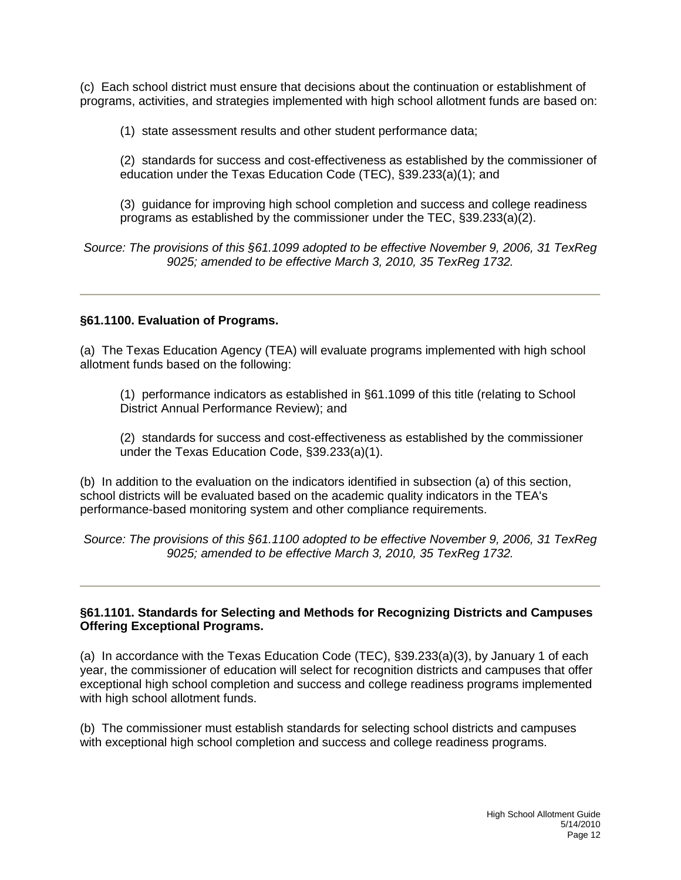(c) Each school district must ensure that decisions about the continuation or establishment of programs, activities, and strategies implemented with high school allotment funds are based on:

(1) state assessment results and other student performance data;

(2) standards for success and cost-effectiveness as established by the commissioner of education under the Texas Education Code (TEC), §39.233(a)(1); and

(3) guidance for improving high school completion and success and college readiness programs as established by the commissioner under the TEC, §39.233(a)(2).

*Source: The provisions of this §61.1099 adopted to be effective November 9, 2006, 31 TexReg 9025; amended to be effective March 3, 2010, 35 TexReg 1732.*

---

### §61.1100. Evaluation of Programs.

(a) The Texas Education Agency (TEA) will evaluate programs implemented with high school allotment funds based on the following:

(1) performance indicators as established in §61.1099 of this title (relating to School District Annual Performance Review); and

(2) standards for success and cost-effectiveness as established by the commissioner under the Texas Education Code, §39.233(a)(1).

(b) In addition to the evaluation on the indicators identified in subsection (a) of this section, school districts will be evaluated based on the academic quality indicators in the TEA's performance-based monitoring system and other compliance requirements.

*Source: The provisions of this §61.1100 adopted to be effective November 9, 2006, 31 TexReg 9025; amended to be effective March 3, 2010, 35 TexReg 1732.*

---

### §61.1101. Standards for Selecting and Methods for Recognizing Districts and Campuses Offering Exceptional Programs.

(a) In accordance with the Texas Education Code (TEC), §39.233(a)(3), by January 1 of each year, the commissioner of education will select for recognition districts and campuses that offer exceptional high school completion and success and college readiness programs implemented with high school allotment funds.

(b) The commissioner must establish standards for selecting school districts and campuses with exceptional high school completion and success and college readiness programs.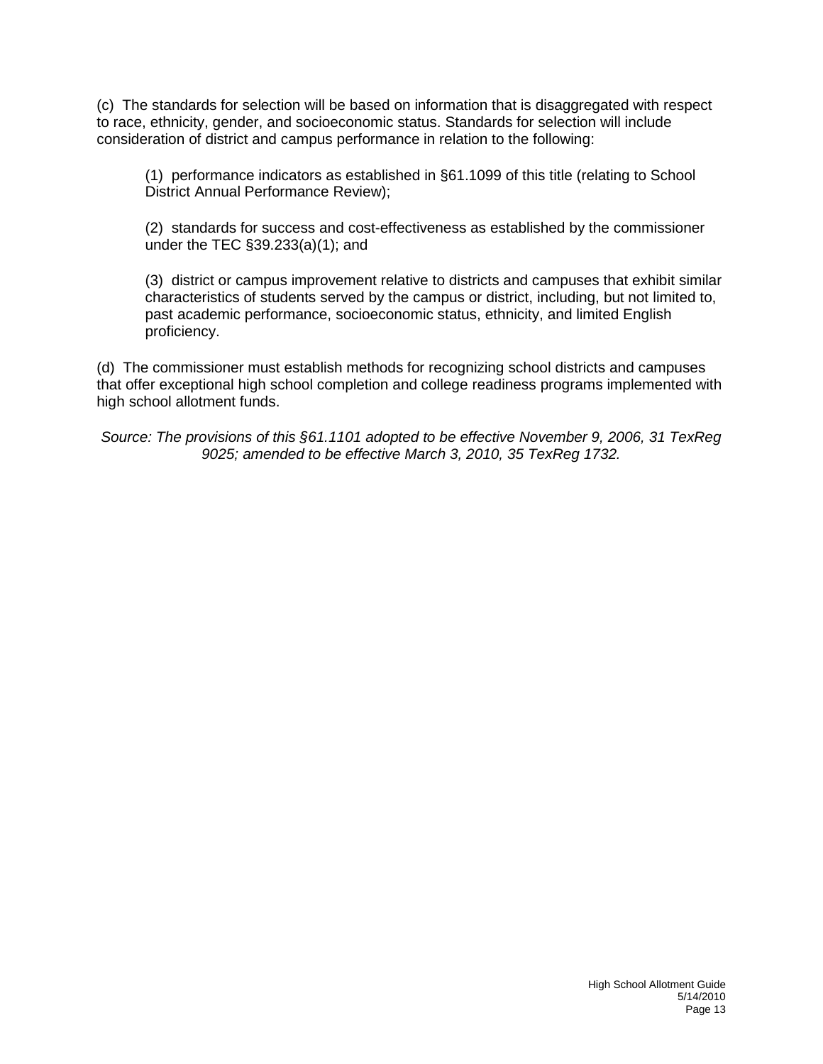(c) The standards for selection will be based on information that is disaggregated with respect to race, ethnicity, gender, and socioeconomic status. Standards for selection will include consideration of district and campus performance in relation to the following:

(1) performance indicators as established in §61.1099 of this title (relating to School District Annual Performance Review);

(2) standards for success and cost-effectiveness as established by the commissioner under the TEC §39.233(a)(1); and

(3) district or campus improvement relative to districts and campuses that exhibit similar characteristics of students served by the campus or district, including, but not limited to, past academic performance, socioeconomic status, ethnicity, and limited English proficiency.

(d) The commissioner must establish methods for recognizing school districts and campuses that offer exceptional high school completion and college readiness programs implemented with high school allotment funds.

*Source: The provisions of this §61.1101 adopted to be effective November 9, 2006, 31 TexReg 9025; amended to be effective March 3, 2010, 35 TexReg 1732.*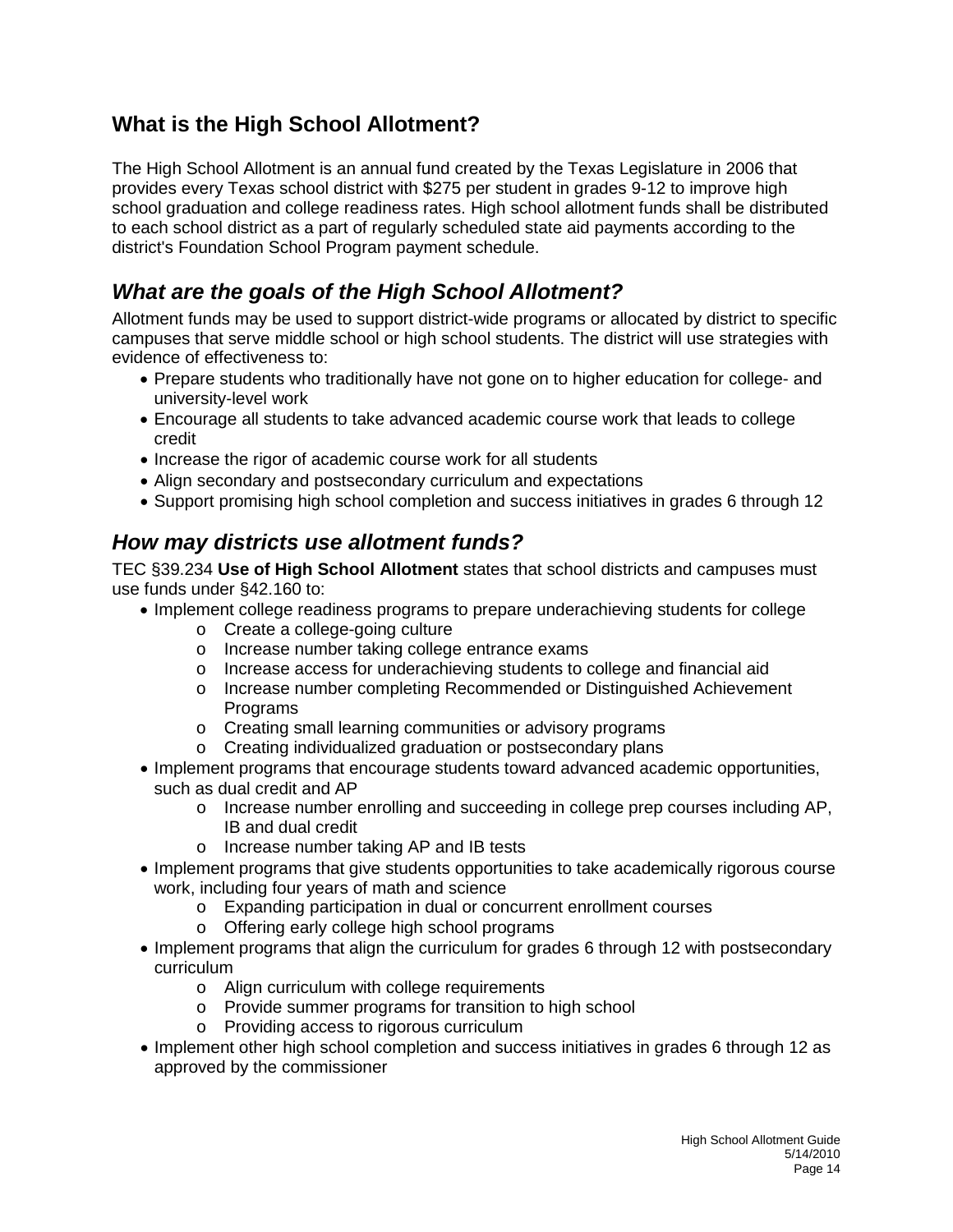## What is the High School Allotment?

The High School Allotment is an annual fund created by the Texas Legislature in 2006 that provides every Texas school district with $275 per student in grades 9-12 to improve high school graduation and college readiness rates. High school allotment funds shall be distributed to each school district as a part of regularly scheduled state aid payments according to the district's Foundation School Program payment schedule.

### *What are the goals of the High School Allotment?*

Allotment funds may be used to support district-wide programs or allocated by district to specific campuses that serve middle school or high school students. The district will use strategies with evidence of effectiveness to:

- Prepare students who traditionally have not gone on to higher education for college- and university-level work
- Encourage all students to take advanced academic course work that leads to college credit
- Increase the rigor of academic course work for all students
- Align secondary and postsecondary curriculum and expectations
- Support promising high school completion and success initiatives in grades 6 through 12

### *How may districts use allotment funds?*

TEC §39.234 **Use of High School Allotment** states that school districts and campuses must use funds under §42.160 to:

- Implement college readiness programs to prepare underachieving students for college
  - Create a college-going culture
  - Increase number taking college entrance exams
  - Increase access for underachieving students to college and financial aid
  - Increase number completing Recommended or Distinguished Achievement Programs
  - Creating small learning communities or advisory programs
  - Creating individualized graduation or postsecondary plans
- Implement programs that encourage students toward advanced academic opportunities, such as dual credit and AP
  - Increase number enrolling and succeeding in college prep courses including AP, IB and dual credit
  - Increase number taking AP and IB tests
- Implement programs that give students opportunities to take academically rigorous course work, including four years of math and science
  - Expanding participation in dual or concurrent enrollment courses
  - Offering early college high school programs
- Implement programs that align the curriculum for grades 6 through 12 with postsecondary curriculum
  - Align curriculum with college requirements
  - Provide summer programs for transition to high school
  - Providing access to rigorous curriculum
- Implement other high school completion and success initiatives in grades 6 through 12 as approved by the commissioner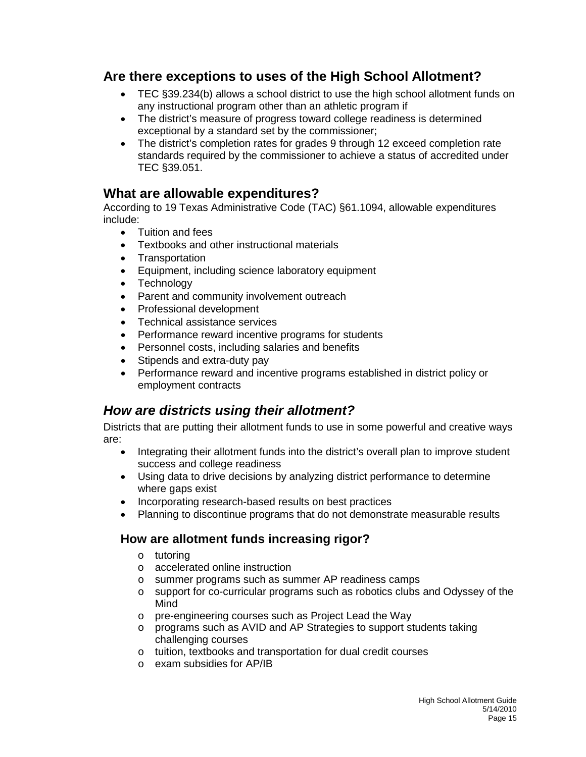## Are there exceptions to uses of the High School Allotment?

- TEC §39.234(b) allows a school district to use the high school allotment funds on any instructional program other than an athletic program if
- The district's measure of progress toward college readiness is determined exceptional by a standard set by the commissioner;
- The district's completion rates for grades 9 through 12 exceed completion rate standards required by the commissioner to achieve a status of accredited under TEC §39.051.

## What are allowable expenditures?

According to 19 Texas Administrative Code (TAC) §61.1094, allowable expenditures include:

- Tuition and fees
- Textbooks and other instructional materials
- Transportation
- Equipment, including science laboratory equipment
- Technology
- Parent and community involvement outreach
- Professional development
- Technical assistance services
- Performance reward incentive programs for students
- Personnel costs, including salaries and benefits
- Stipends and extra-duty pay
- Performance reward and incentive programs established in district policy or employment contracts

## *How are districts using their allotment?*

Districts that are putting their allotment funds to use in some powerful and creative ways are:

- Integrating their allotment funds into the district's overall plan to improve student success and college readiness
- Using data to drive decisions by analyzing district performance to determine where gaps exist
- Incorporating research-based results on best practices
- Planning to discontinue programs that do not demonstrate measurable results

### How are allotment funds increasing rigor?

- tutoring
- accelerated online instruction
- summer programs such as summer AP readiness camps
- support for co-curricular programs such as robotics clubs and Odyssey of the Mind
- pre-engineering courses such as Project Lead the Way
- programs such as AVID and AP Strategies to support students taking challenging courses
- tuition, textbooks and transportation for dual credit courses
- exam subsidies for AP/IB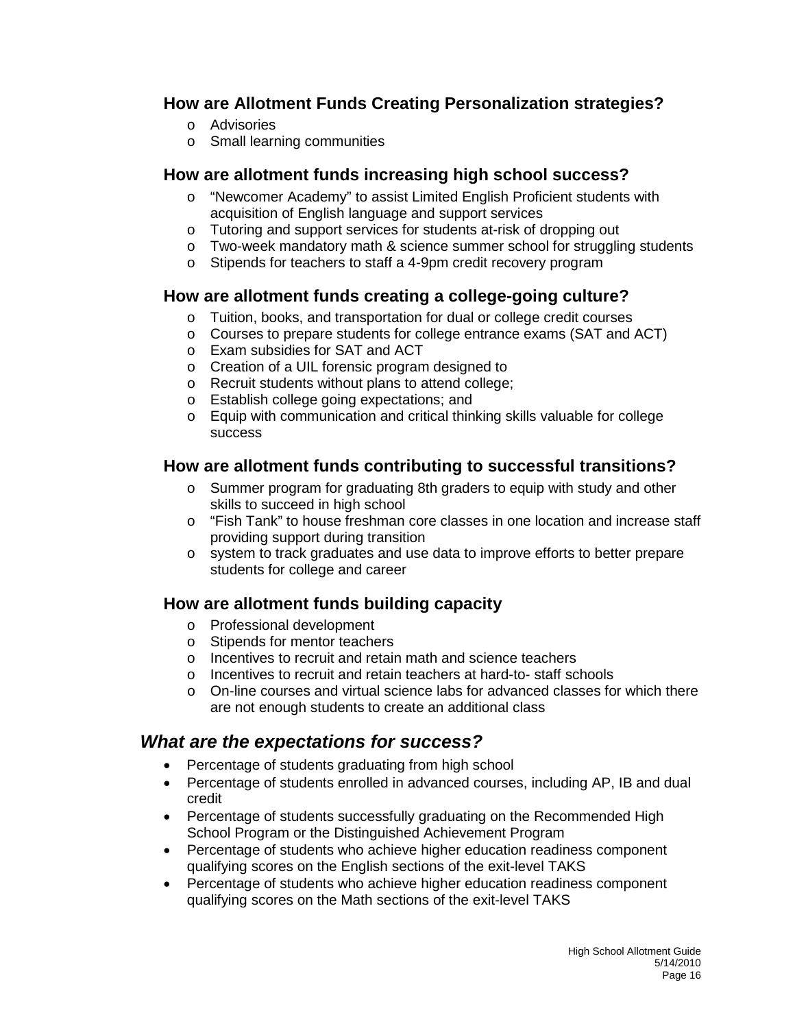### How are Allotment Funds Creating Personalization strategies?

- Advisories
- Small learning communities

### How are allotment funds increasing high school success?

- "Newcomer Academy" to assist Limited English Proficient students with acquisition of English language and support services
- Tutoring and support services for students at-risk of dropping out
- Two-week mandatory math & science summer school for struggling students
- Stipends for teachers to staff a 4-9pm credit recovery program

### How are allotment funds creating a college-going culture?

- Tuition, books, and transportation for dual or college credit courses
- Courses to prepare students for college entrance exams (SAT and ACT)
- Exam subsidies for SAT and ACT
- Creation of a UIL forensic program designed to
- Recruit students without plans to attend college;
- Establish college going expectations; and
- Equip with communication and critical thinking skills valuable for college success

### How are allotment funds contributing to successful transitions?

- Summer program for graduating 8th graders to equip with study and other skills to succeed in high school
- "Fish Tank" to house freshman core classes in one location and increase staff providing support during transition
- system to track graduates and use data to improve efforts to better prepare students for college and career

### How are allotment funds building capacity

- Professional development
- Stipends for mentor teachers
- Incentives to recruit and retain math and science teachers
- Incentives to recruit and retain teachers at hard-to- staff schools
- On-line courses and virtual science labs for advanced classes for which there are not enough students to create an additional class

## *What are the expectations for success?*

- Percentage of students graduating from high school
- Percentage of students enrolled in advanced courses, including AP, IB and dual credit
- Percentage of students successfully graduating on the Recommended High School Program or the Distinguished Achievement Program
- Percentage of students who achieve higher education readiness component qualifying scores on the English sections of the exit-level TAKS
- Percentage of students who achieve higher education readiness component qualifying scores on the Math sections of the exit-level TAKS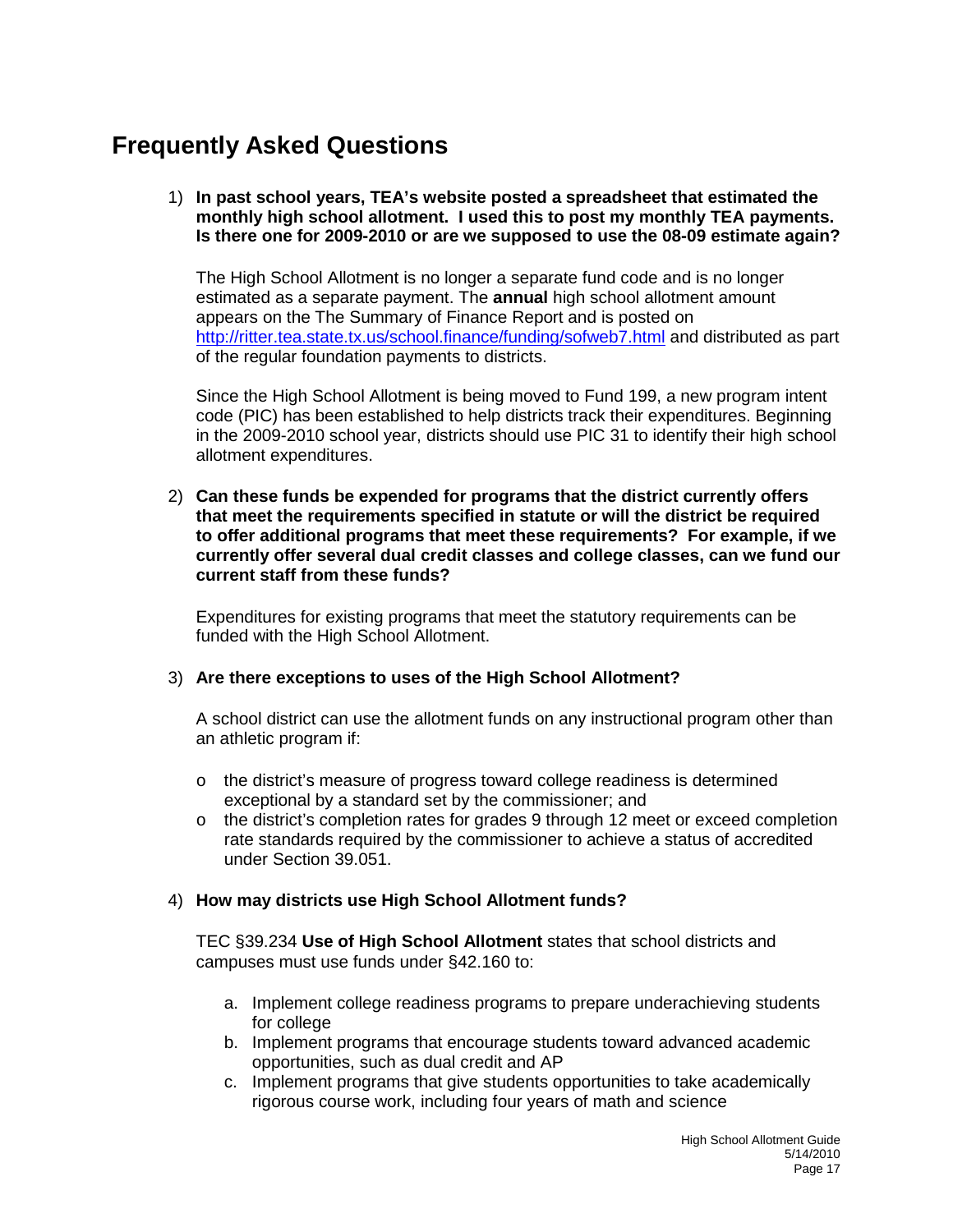## Frequently Asked Questions

1) **In past school years, TEA's website posted a spreadsheet that estimated the monthly high school allotment. I used this to post my monthly TEA payments. Is there one for 2009-2010 or are we supposed to use the 08-09 estimate again?**

   The High School Allotment is no longer a separate fund code and is no longer estimated as a separate payment. The **annual** high school allotment amount appears on the The Summary of Finance Report and is posted on http://ritter.tea.state.tx.us/school.finance/funding/sofweb7.html and distributed as part of the regular foundation payments to districts.

   Since the High School Allotment is being moved to Fund 199, a new program intent code (PIC) has been established to help districts track their expenditures. Beginning in the 2009-2010 school year, districts should use PIC 31 to identify their high school allotment expenditures.

2) **Can these funds be expended for programs that the district currently offers that meet the requirements specified in statute or will the district be required to offer additional programs that meet these requirements? For example, if we currently offer several dual credit classes and college classes, can we fund our current staff from these funds?**

   Expenditures for existing programs that meet the statutory requirements can be funded with the High School Allotment.

3) **Are there exceptions to uses of the High School Allotment?**

   A school district can use the allotment funds on any instructional program other than an athletic program if:

   - the district's measure of progress toward college readiness is determined exceptional by a standard set by the commissioner; and
   - the district's completion rates for grades 9 through 12 meet or exceed completion rate standards required by the commissioner to achieve a status of accredited under Section 39.051.

4) **How may districts use High School Allotment funds?**

   TEC §39.234 **Use of High School Allotment** states that school districts and campuses must use funds under §42.160 to:

   a. Implement college readiness programs to prepare underachieving students for college
   b. Implement programs that encourage students toward advanced academic opportunities, such as dual credit and AP
   c. Implement programs that give students opportunities to take academically rigorous course work, including four years of math and science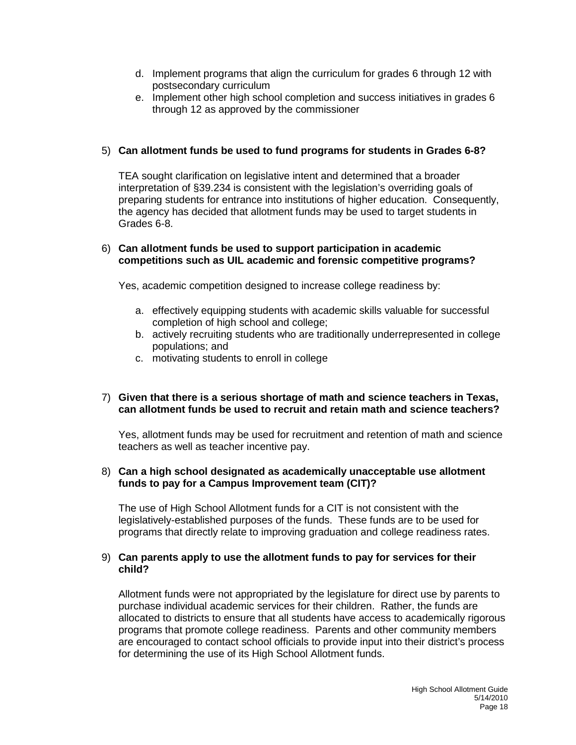d. Implement programs that align the curriculum for grades 6 through 12 with postsecondary curriculum
e. Implement other high school completion and success initiatives in grades 6 through 12 as approved by the commissioner

5) **Can allotment funds be used to fund programs for students in Grades 6-8?**

TEA sought clarification on legislative intent and determined that a broader interpretation of §39.234 is consistent with the legislation's overriding goals of preparing students for entrance into institutions of higher education. Consequently, the agency has decided that allotment funds may be used to target students in Grades 6-8.

6) **Can allotment funds be used to support participation in academic competitions such as UIL academic and forensic competitive programs?**

Yes, academic competition designed to increase college readiness by:

a. effectively equipping students with academic skills valuable for successful completion of high school and college;
b. actively recruiting students who are traditionally underrepresented in college populations; and
c. motivating students to enroll in college

7) **Given that there is a serious shortage of math and science teachers in Texas, can allotment funds be used to recruit and retain math and science teachers?**

Yes, allotment funds may be used for recruitment and retention of math and science teachers as well as teacher incentive pay.

8) **Can a high school designated as academically unacceptable use allotment funds to pay for a Campus Improvement team (CIT)?**

The use of High School Allotment funds for a CIT is not consistent with the legislatively-established purposes of the funds. These funds are to be used for programs that directly relate to improving graduation and college readiness rates.

9) **Can parents apply to use the allotment funds to pay for services for their child?**

Allotment funds were not appropriated by the legislature for direct use by parents to purchase individual academic services for their children. Rather, the funds are allocated to districts to ensure that all students have access to academically rigorous programs that promote college readiness. Parents and other community members are encouraged to contact school officials to provide input into their district's process for determining the use of its High School Allotment funds.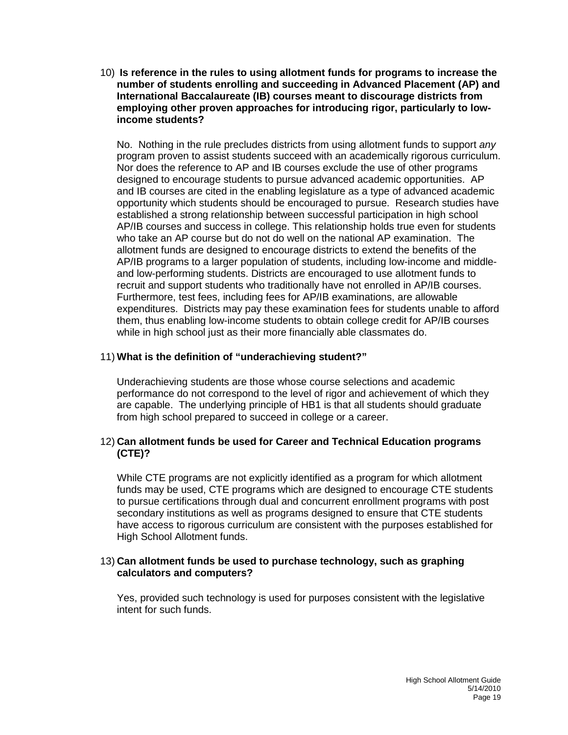10) **Is reference in the rules to using allotment funds for programs to increase the number of students enrolling and succeeding in Advanced Placement (AP) and International Baccalaureate (IB) courses meant to discourage districts from employing other proven approaches for introducing rigor, particularly to low-income students?**

    No. Nothing in the rule precludes districts from using allotment funds to support *any* program proven to assist students succeed with an academically rigorous curriculum. Nor does the reference to AP and IB courses exclude the use of other programs designed to encourage students to pursue advanced academic opportunities. AP and IB courses are cited in the enabling legislature as a type of advanced academic opportunity which students should be encouraged to pursue. Research studies have established a strong relationship between successful participation in high school AP/IB courses and success in college. This relationship holds true even for students who take an AP course but do not do well on the national AP examination. The allotment funds are designed to encourage districts to extend the benefits of the AP/IB programs to a larger population of students, including low-income and middle- and low-performing students. Districts are encouraged to use allotment funds to recruit and support students who traditionally have not enrolled in AP/IB courses. Furthermore, test fees, including fees for AP/IB examinations, are allowable expenditures. Districts may pay these examination fees for students unable to afford them, thus enabling low-income students to obtain college credit for AP/IB courses while in high school just as their more financially able classmates do.

11) **What is the definition of "underachieving student?"**

    Underachieving students are those whose course selections and academic performance do not correspond to the level of rigor and achievement of which they are capable. The underlying principle of HB1 is that all students should graduate from high school prepared to succeed in college or a career.

12) **Can allotment funds be used for Career and Technical Education programs (CTE)?**

    While CTE programs are not explicitly identified as a program for which allotment funds may be used, CTE programs which are designed to encourage CTE students to pursue certifications through dual and concurrent enrollment programs with post secondary institutions as well as programs designed to ensure that CTE students have access to rigorous curriculum are consistent with the purposes established for High School Allotment funds.

13) **Can allotment funds be used to purchase technology, such as graphing calculators and computers?**

    Yes, provided such technology is used for purposes consistent with the legislative intent for such funds.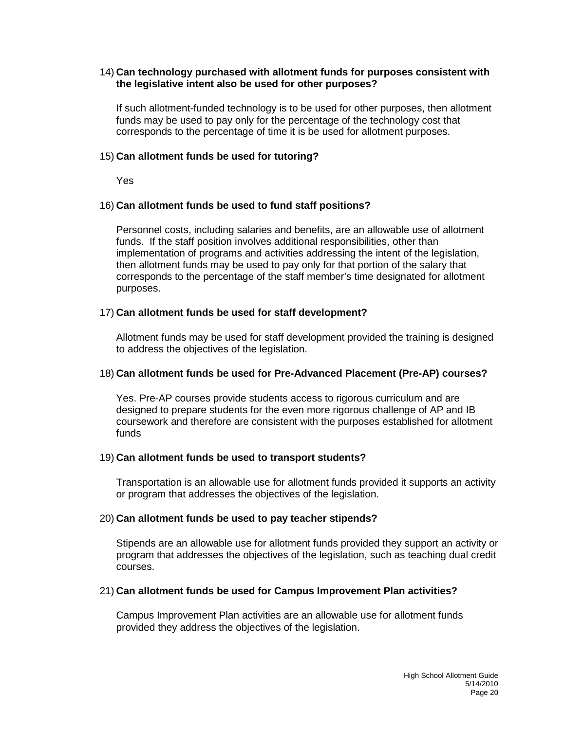14) **Can technology purchased with allotment funds for purposes consistent with the legislative intent also be used for other purposes?**

    If such allotment-funded technology is to be used for other purposes, then allotment funds may be used to pay only for the percentage of the technology cost that corresponds to the percentage of time it is be used for allotment purposes.

15) **Can allotment funds be used for tutoring?**

    Yes

16) **Can allotment funds be used to fund staff positions?**

    Personnel costs, including salaries and benefits, are an allowable use of allotment funds. If the staff position involves additional responsibilities, other than implementation of programs and activities addressing the intent of the legislation, then allotment funds may be used to pay only for that portion of the salary that corresponds to the percentage of the staff member's time designated for allotment purposes.

17) **Can allotment funds be used for staff development?**

    Allotment funds may be used for staff development provided the training is designed to address the objectives of the legislation.

18) **Can allotment funds be used for Pre-Advanced Placement (Pre-AP) courses?**

    Yes. Pre-AP courses provide students access to rigorous curriculum and are designed to prepare students for the even more rigorous challenge of AP and IB coursework and therefore are consistent with the purposes established for allotment funds

19) **Can allotment funds be used to transport students?**

    Transportation is an allowable use for allotment funds provided it supports an activity or program that addresses the objectives of the legislation.

20) **Can allotment funds be used to pay teacher stipends?**

    Stipends are an allowable use for allotment funds provided they support an activity or program that addresses the objectives of the legislation, such as teaching dual credit courses.

21) **Can allotment funds be used for Campus Improvement Plan activities?**

    Campus Improvement Plan activities are an allowable use for allotment funds provided they address the objectives of the legislation.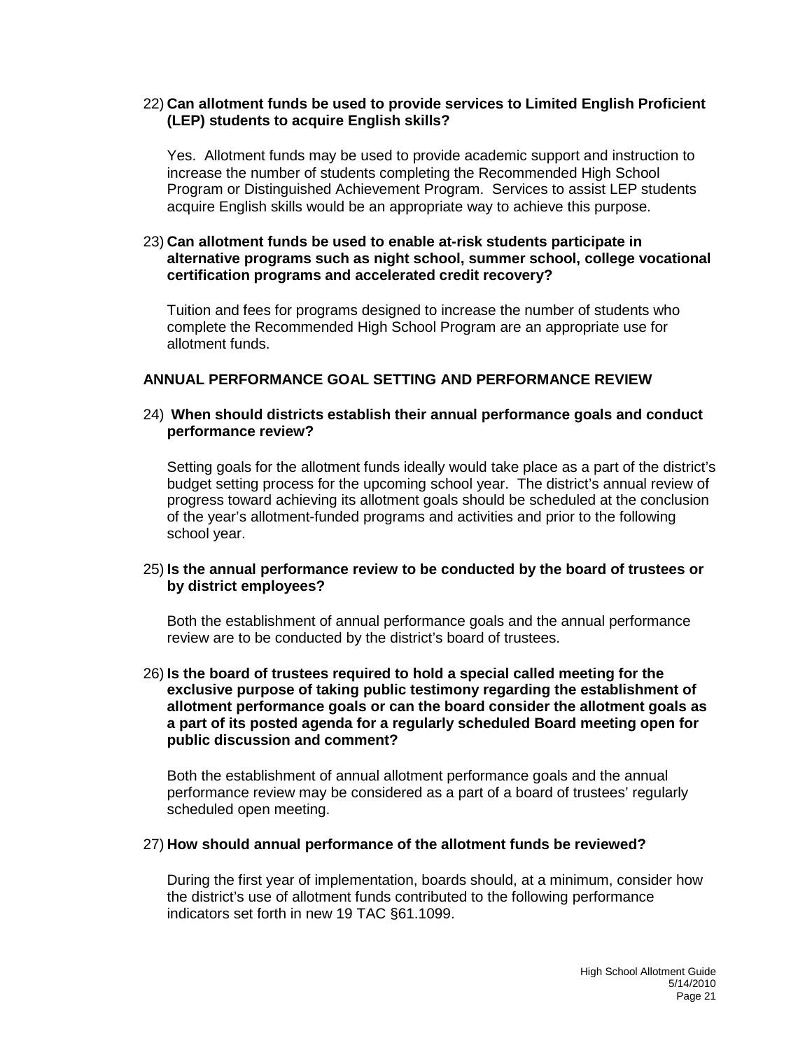22) **Can allotment funds be used to provide services to Limited English Proficient (LEP) students to acquire English skills?**

Yes. Allotment funds may be used to provide academic support and instruction to increase the number of students completing the Recommended High School Program or Distinguished Achievement Program. Services to assist LEP students acquire English skills would be an appropriate way to achieve this purpose.

23) **Can allotment funds be used to enable at-risk students participate in alternative programs such as night school, summer school, college vocational certification programs and accelerated credit recovery?**

Tuition and fees for programs designed to increase the number of students who complete the Recommended High School Program are an appropriate use for allotment funds.

## ANNUAL PERFORMANCE GOAL SETTING AND PERFORMANCE REVIEW

24) **When should districts establish their annual performance goals and conduct performance review?**

Setting goals for the allotment funds ideally would take place as a part of the district's budget setting process for the upcoming school year. The district's annual review of progress toward achieving its allotment goals should be scheduled at the conclusion of the year's allotment-funded programs and activities and prior to the following school year.

25) **Is the annual performance review to be conducted by the board of trustees or by district employees?**

Both the establishment of annual performance goals and the annual performance review are to be conducted by the district's board of trustees.

26) **Is the board of trustees required to hold a special called meeting for the exclusive purpose of taking public testimony regarding the establishment of allotment performance goals or can the board consider the allotment goals as a part of its posted agenda for a regularly scheduled Board meeting open for public discussion and comment?**

Both the establishment of annual allotment performance goals and the annual performance review may be considered as a part of a board of trustees' regularly scheduled open meeting.

27) **How should annual performance of the allotment funds be reviewed?**

During the first year of implementation, boards should, at a minimum, consider how the district's use of allotment funds contributed to the following performance indicators set forth in new 19 TAC §61.1099.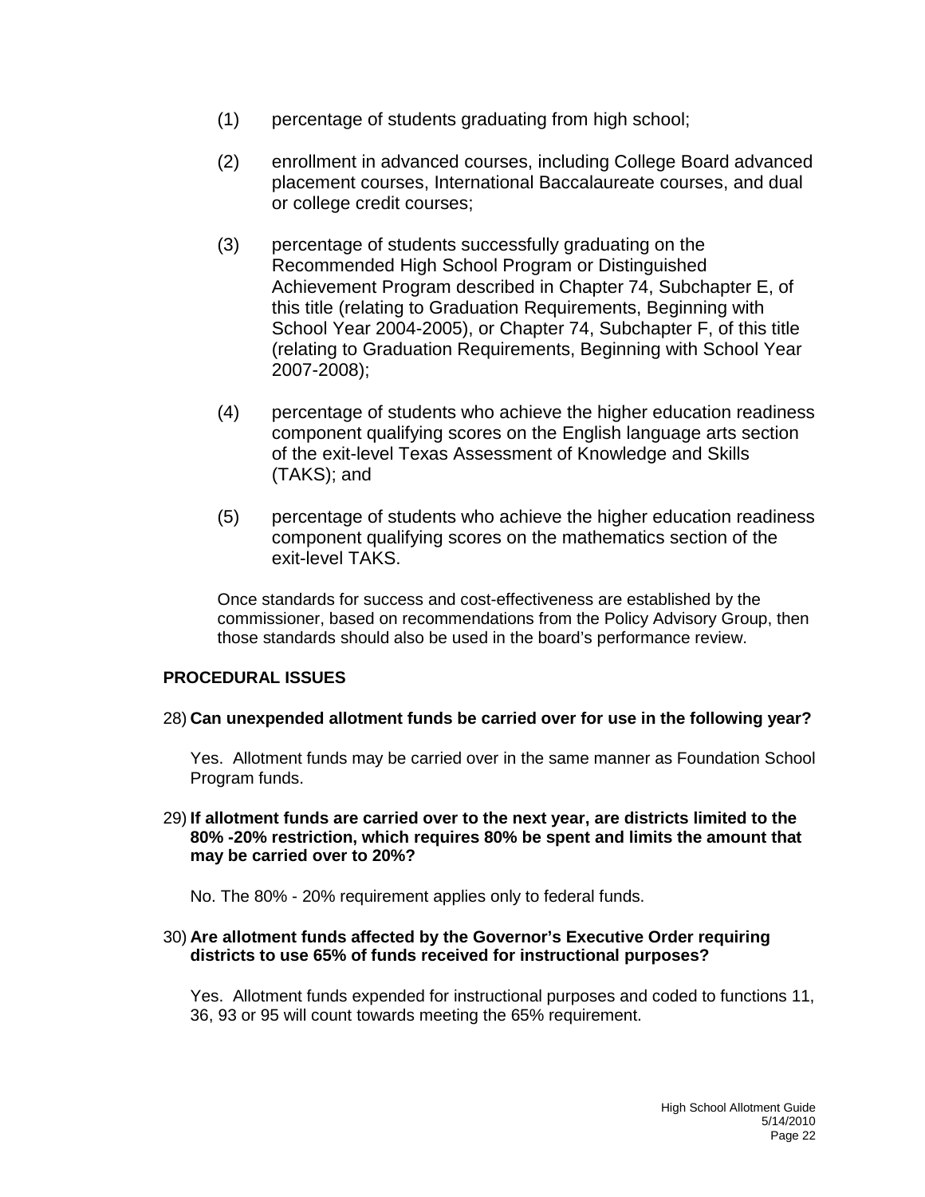(1) percentage of students graduating from high school;

(2) enrollment in advanced courses, including College Board advanced placement courses, International Baccalaureate courses, and dual or college credit courses;

(3) percentage of students successfully graduating on the Recommended High School Program or Distinguished Achievement Program described in Chapter 74, Subchapter E, of this title (relating to Graduation Requirements, Beginning with School Year 2004-2005), or Chapter 74, Subchapter F, of this title (relating to Graduation Requirements, Beginning with School Year 2007-2008);

(4) percentage of students who achieve the higher education readiness component qualifying scores on the English language arts section of the exit-level Texas Assessment of Knowledge and Skills (TAKS); and

(5) percentage of students who achieve the higher education readiness component qualifying scores on the mathematics section of the exit-level TAKS.

Once standards for success and cost-effectiveness are established by the commissioner, based on recommendations from the Policy Advisory Group, then those standards should also be used in the board's performance review.

**PROCEDURAL ISSUES**

28) **Can unexpended allotment funds be carried over for use in the following year?**

Yes. Allotment funds may be carried over in the same manner as Foundation School Program funds.

29) **If allotment funds are carried over to the next year, are districts limited to the 80% -20% restriction, which requires 80% be spent and limits the amount that may be carried over to 20%?**

No. The 80% - 20% requirement applies only to federal funds.

30) **Are allotment funds affected by the Governor's Executive Order requiring districts to use 65% of funds received for instructional purposes?**

Yes. Allotment funds expended for instructional purposes and coded to functions 11, 36, 93 or 95 will count towards meeting the 65% requirement.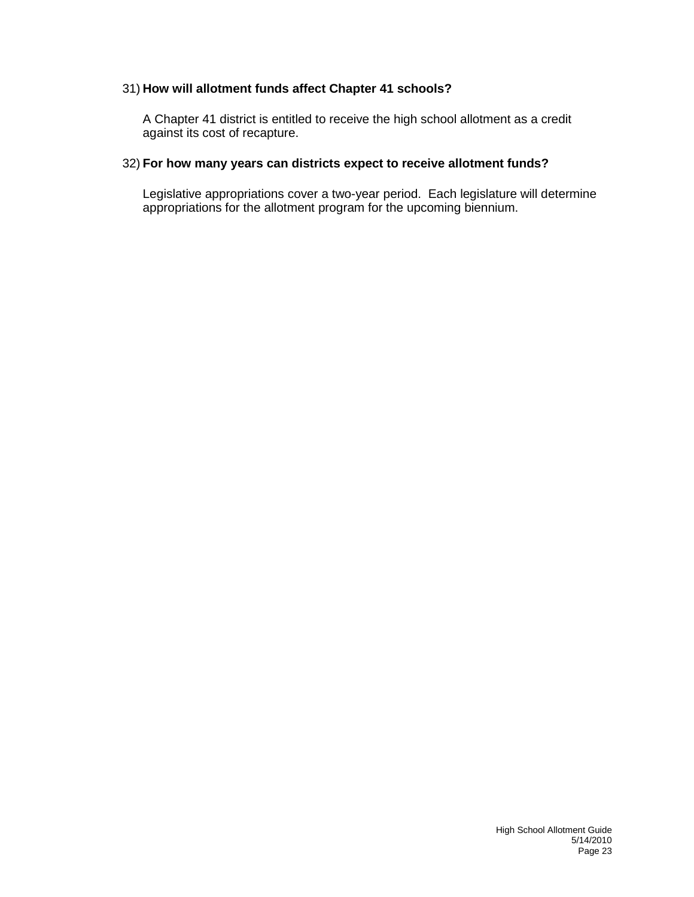31) **How will allotment funds affect Chapter 41 schools?**

A Chapter 41 district is entitled to receive the high school allotment as a credit against its cost of recapture.

32) **For how many years can districts expect to receive allotment funds?**

Legislative appropriations cover a two-year period. Each legislature will determine appropriations for the allotment program for the upcoming biennium.